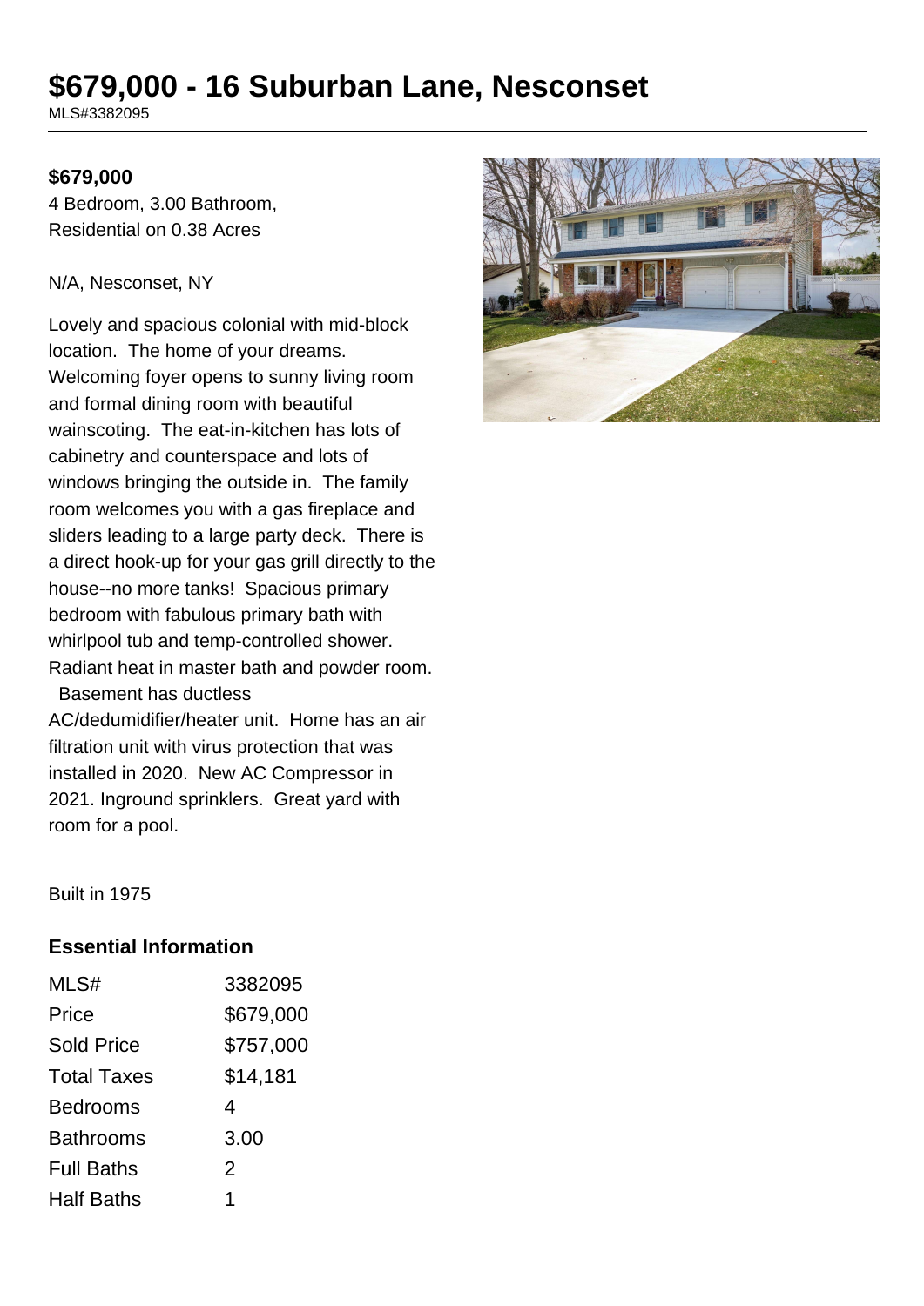# $679,000 - 16 Suburban Lane, Nesconset

MLS#3382095

**$679,000**

4 Bedroom, 3.00 Bathroom, Residential on 0.38 Acres

N/A, Nesconset, NY

Lovely and spacious colonial with mid-block location. The home of your dreams. Welcoming foyer opens to sunny living room and formal dining room with beautiful wainscoting. The eat-in-kitchen has lots of cabinetry and counterspace and lots of windows bringing the outside in. The family room welcomes you with a gas fireplace and sliders leading to a large party deck. There is a direct hook-up for your gas grill directly to the house--no more tanks! Spacious primary bedroom with fabulous primary bath with whirlpool tub and temp-controlled shower. Radiant heat in master bath and powder room. Basement has ductless AC/dedumidifier/heater unit. Home has an air filtration unit with virus protection that was installed in 2020. New AC Compressor in 2021. Inground sprinklers. Great yard with room for a pool.

Built in 1975

## Essential Information

| | |
|---|---|
| MLS# | 3382095 |
| Price | $679,000 |
| Sold Price | $757,000 |
| Total Taxes | $14,181 |
| Bedrooms | 4 |
| Bathrooms | 3.00 |
| Full Baths | 2 |
| Half Baths | 1 |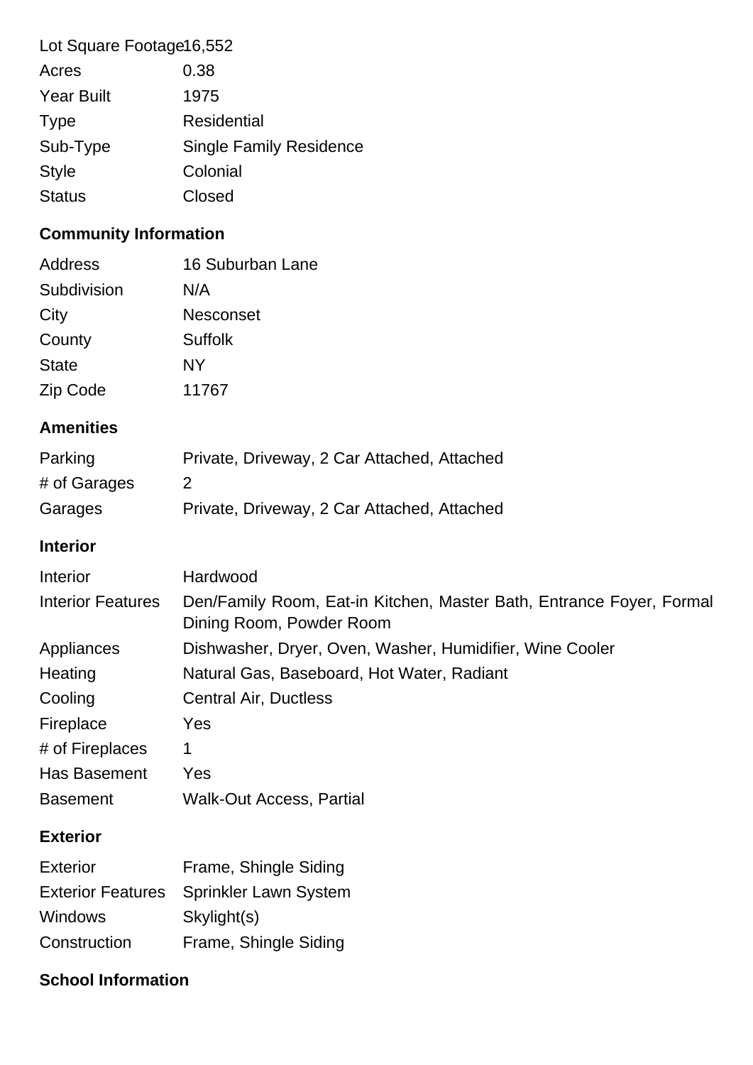| | |
|---|---|
| Lot Square Footage | 16,552 |
| Acres | 0.38 |
| Year Built | 1975 |
| Type | Residential |
| Sub-Type | Single Family Residence |
| Style | Colonial |
| Status | Closed |

## Community Information

| | |
|---|---|
| Address | 16 Suburban Lane |
| Subdivision | N/A |
| City | Nesconset |
| County | Suffolk |
| State | NY |
| Zip Code | 11767 |

## Amenities

| | |
|---|---|
| Parking | Private, Driveway, 2 Car Attached, Attached |
| # of Garages | 2 |
| Garages | Private, Driveway, 2 Car Attached, Attached |

## Interior

| | |
|---|---|
| Interior | Hardwood |
| Interior Features | Den/Family Room, Eat-in Kitchen, Master Bath, Entrance Foyer, Formal Dining Room, Powder Room |
| Appliances | Dishwasher, Dryer, Oven, Washer, Humidifier, Wine Cooler |
| Heating | Natural Gas, Baseboard, Hot Water, Radiant |
| Cooling | Central Air, Ductless |
| Fireplace | Yes |
| # of Fireplaces | 1 |
| Has Basement | Yes |
| Basement | Walk-Out Access, Partial |

## Exterior

| | |
|---|---|
| Exterior | Frame, Shingle Siding |
| Exterior Features | Sprinkler Lawn System |
| Windows | Skylight(s) |
| Construction | Frame, Shingle Siding |

## School Information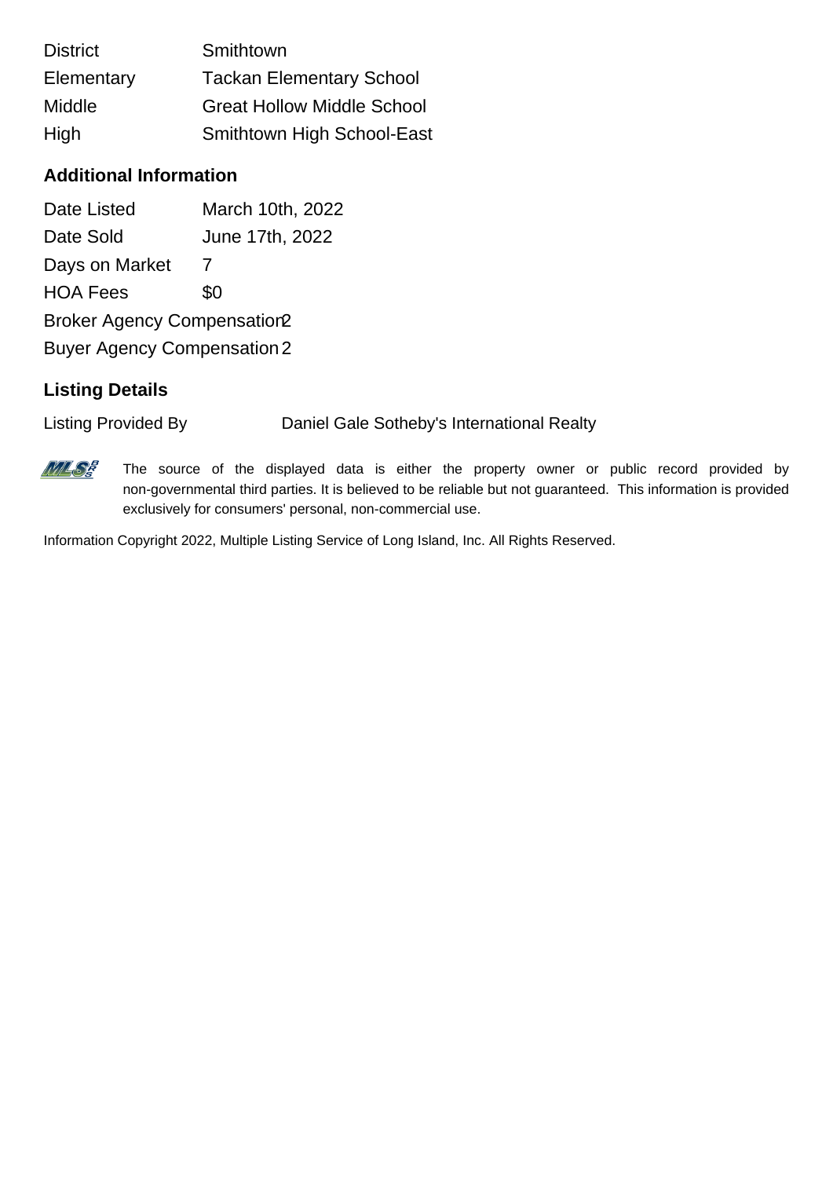| | |
|---|---|
| District | Smithtown |
| Elementary | Tackan Elementary School |
| Middle | Great Hollow Middle School |
| High | Smithtown High School-East |

## Additional Information

| | |
|---|---|
| Date Listed | March 10th, 2022 |
| Date Sold | June 17th, 2022 |
| Days on Market | 7 |
| HOA Fees | $0 |
| Broker Agency Compensation | 2 |
| Buyer Agency Compensation | 2 |

## Listing Details

| | |
|---|---|
| Listing Provided By | Daniel Gale Sotheby's International Realty |

The source of the displayed data is either the property owner or public record provided by non-governmental third parties. It is believed to be reliable but not guaranteed. This information is provided exclusively for consumers' personal, non-commercial use.

Information Copyright 2022, Multiple Listing Service of Long Island, Inc. All Rights Reserved.